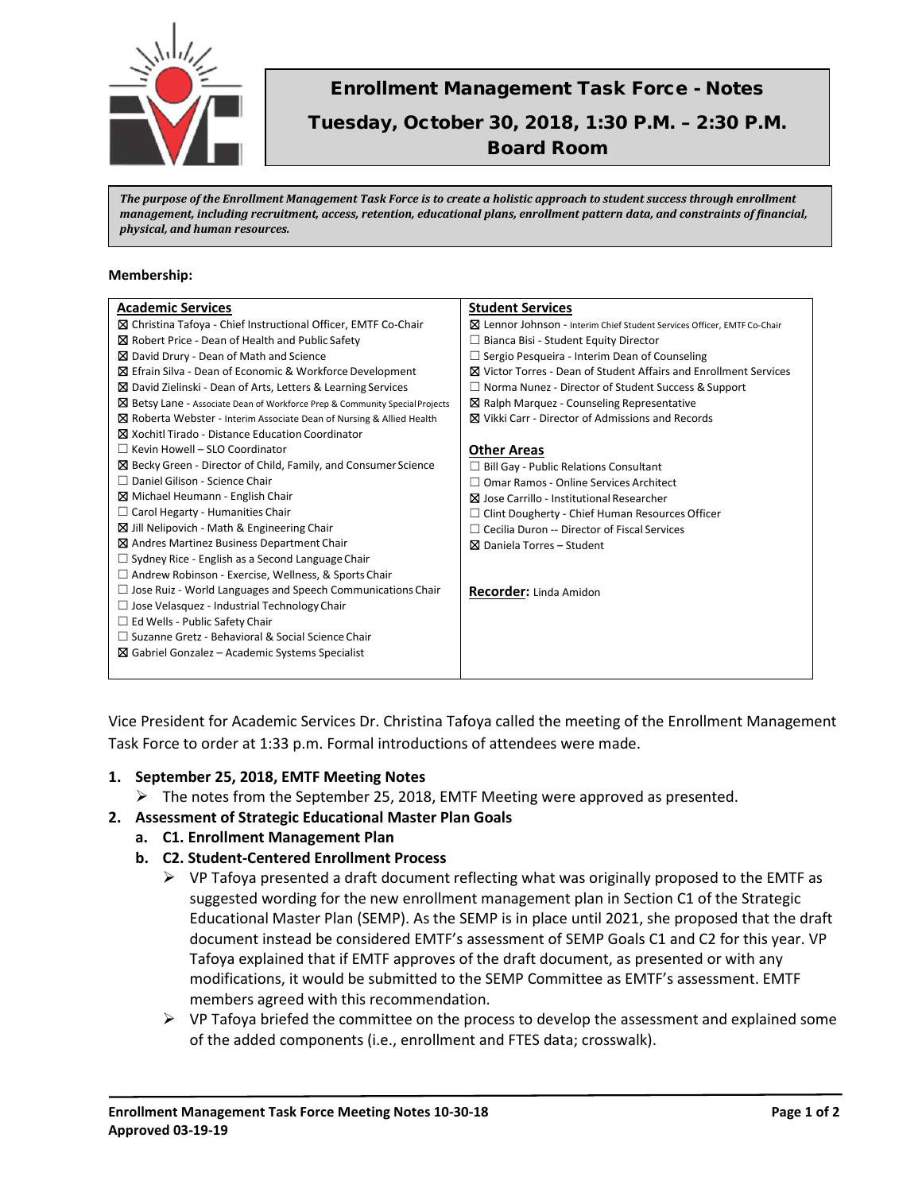# Enrollment Management Task Force - Notes

## Tuesday, October 30, 2018, 1:30 P.M. – 2:30 P.M.

## Board Room

***The purpose of the Enrollment Management Task Force is to create a holistic approach to student success through enrollment management, including recruitment, access, retention, educational plans, enrollment pattern data, and constraints of financial, physical, and human resources.***

**Membership:**

| **Academic Services** | **Student Services** |
|---|---|
| ☒ Christina Tafoya - Chief Instructional Officer, EMTF Co-Chair | ☒ Lennor Johnson - Interim Chief Student Services Officer, EMTF Co-Chair |
| ☒ Robert Price - Dean of Health and Public Safety | ☐ Bianca Bisi - Student Equity Director |
| ☒ David Drury - Dean of Math and Science | ☐ Sergio Pesqueira - Interim Dean of Counseling |
| ☒ Efrain Silva - Dean of Economic & Workforce Development | ☒ Victor Torres - Dean of Student Affairs and Enrollment Services |
| ☒ David Zielinski - Dean of Arts, Letters & Learning Services | ☐ Norma Nunez - Director of Student Success & Support |
| ☒ Betsy Lane - Associate Dean of Workforce Prep & Community Special Projects | ☒ Ralph Marquez - Counseling Representative |
| ☒ Roberta Webster - Interim Associate Dean of Nursing & Allied Health | ☒ Vikki Carr - Director of Admissions and Records |
| ☒ Xochitl Tirado - Distance Education Coordinator | |
| ☐ Kevin Howell – SLO Coordinator | **Other Areas** |
| ☒ Becky Green - Director of Child, Family, and Consumer Science | ☐ Bill Gay - Public Relations Consultant |
| ☐ Daniel Gilison - Science Chair | ☐ Omar Ramos - Online Services Architect |
| ☒ Michael Heumann - English Chair | ☒ Jose Carrillo - Institutional Researcher |
| ☐ Carol Hegarty - Humanities Chair | ☐ Clint Dougherty - Chief Human Resources Officer |
| ☒ Jill Nelipovich - Math & Engineering Chair | ☐ Cecilia Duron -- Director of Fiscal Services |
| ☒ Andres Martinez Business Department Chair | ☒ Daniela Torres – Student |
| ☐ Sydney Rice - English as a Second Language Chair | |
| ☐ Andrew Robinson - Exercise, Wellness, & Sports Chair | |
| ☐ Jose Ruiz - World Languages and Speech Communications Chair | **Recorder:** Linda Amidon |
| ☐ Jose Velasquez - Industrial Technology Chair | |
| ☐ Ed Wells - Public Safety Chair | |
| ☐ Suzanne Gretz - Behavioral & Social Science Chair | |
| ☒ Gabriel Gonzalez – Academic Systems Specialist | |

Vice President for Academic Services Dr. Christina Tafoya called the meeting of the Enrollment Management Task Force to order at 1:33 p.m. Formal introductions of attendees were made.

1. **September 25, 2018, EMTF Meeting Notes**
   - The notes from the September 25, 2018, EMTF Meeting were approved as presented.
2. **Assessment of Strategic Educational Master Plan Goals**
   a. **C1. Enrollment Management Plan**
   b. **C2. Student-Centered Enrollment Process**
      - VP Tafoya presented a draft document reflecting what was originally proposed to the EMTF as suggested wording for the new enrollment management plan in Section C1 of the Strategic Educational Master Plan (SEMP). As the SEMP is in place until 2021, she proposed that the draft document instead be considered EMTF's assessment of SEMP Goals C1 and C2 for this year. VP Tafoya explained that if EMTF approves of the draft document, as presented or with any modifications, it would be submitted to the SEMP Committee as EMTF's assessment. EMTF members agreed with this recommendation.
      - VP Tafoya briefed the committee on the process to develop the assessment and explained some of the added components (i.e., enrollment and FTES data; crosswalk).

**Enrollment Management Task Force Meeting Notes 10-30-18**
**Approved 03-19-19**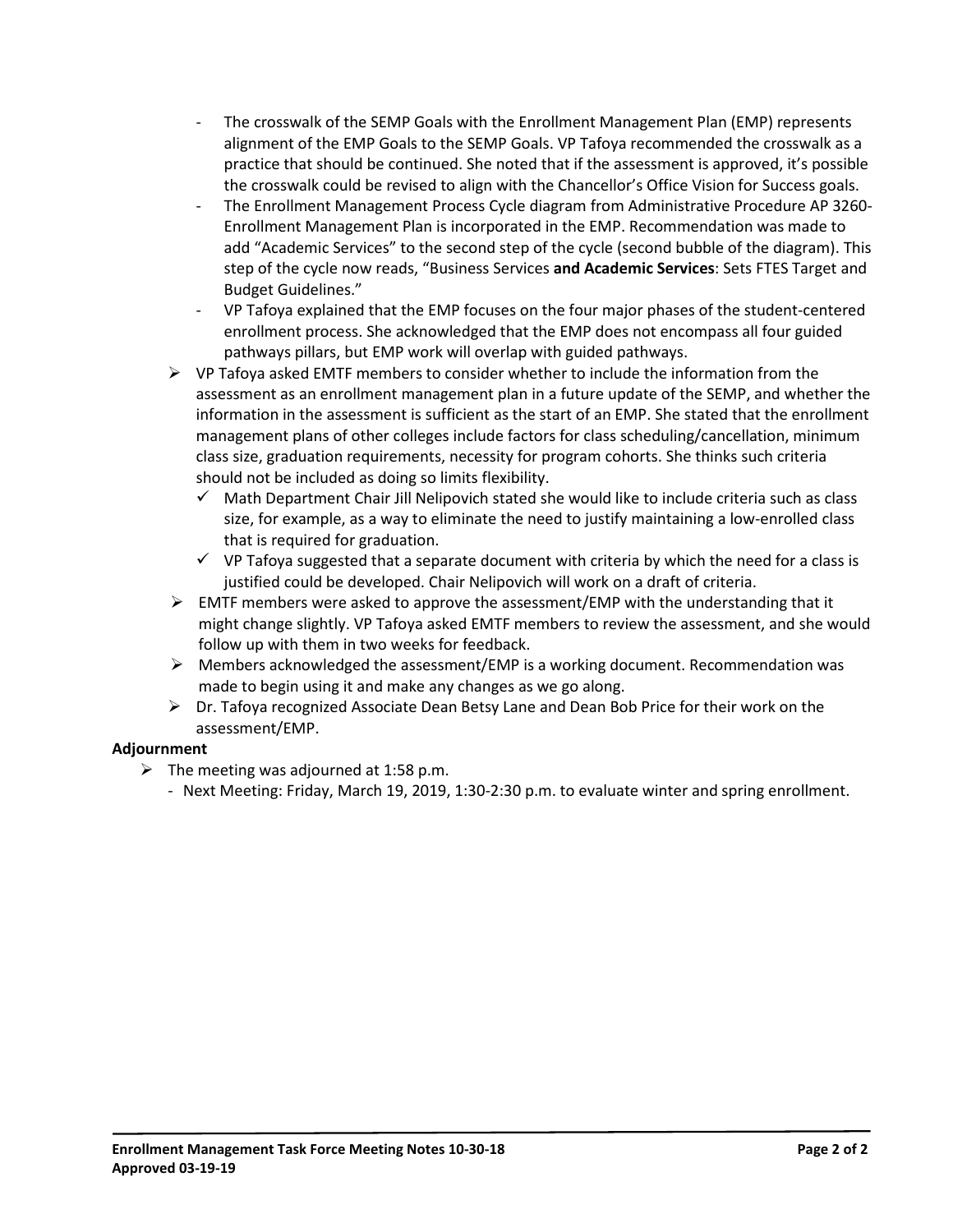- The crosswalk of the SEMP Goals with the Enrollment Management Plan (EMP) represents alignment of the EMP Goals to the SEMP Goals. VP Tafoya recommended the crosswalk as a practice that should be continued. She noted that if the assessment is approved, it's possible the crosswalk could be revised to align with the Chancellor's Office Vision for Success goals.
  - The Enrollment Management Process Cycle diagram from Administrative Procedure AP 3260-Enrollment Management Plan is incorporated in the EMP. Recommendation was made to add "Academic Services" to the second step of the cycle (second bubble of the diagram). This step of the cycle now reads, "Business Services **and Academic Services**: Sets FTES Target and Budget Guidelines."
  - VP Tafoya explained that the EMP focuses on the four major phases of the student-centered enrollment process. She acknowledged that the EMP does not encompass all four guided pathways pillars, but EMP work will overlap with guided pathways.
- VP Tafoya asked EMTF members to consider whether to include the information from the assessment as an enrollment management plan in a future update of the SEMP, and whether the information in the assessment is sufficient as the start of an EMP. She stated that the enrollment management plans of other colleges include factors for class scheduling/cancellation, minimum class size, graduation requirements, necessity for program cohorts. She thinks such criteria should not be included as doing so limits flexibility.
  - ✓ Math Department Chair Jill Nelipovich stated she would like to include criteria such as class size, for example, as a way to eliminate the need to justify maintaining a low-enrolled class that is required for graduation.
  - ✓ VP Tafoya suggested that a separate document with criteria by which the need for a class is justified could be developed. Chair Nelipovich will work on a draft of criteria.
- EMTF members were asked to approve the assessment/EMP with the understanding that it might change slightly. VP Tafoya asked EMTF members to review the assessment, and she would follow up with them in two weeks for feedback.
- Members acknowledged the assessment/EMP is a working document. Recommendation was made to begin using it and make any changes as we go along.
- Dr. Tafoya recognized Associate Dean Betsy Lane and Dean Bob Price for their work on the assessment/EMP.

**Adjournment**

- The meeting was adjourned at 1:58 p.m.
  - Next Meeting: Friday, March 19, 2019, 1:30-2:30 p.m. to evaluate winter and spring enrollment.

**Enrollment Management Task Force Meeting Notes 10-30-18**
**Approved 03-19-19**